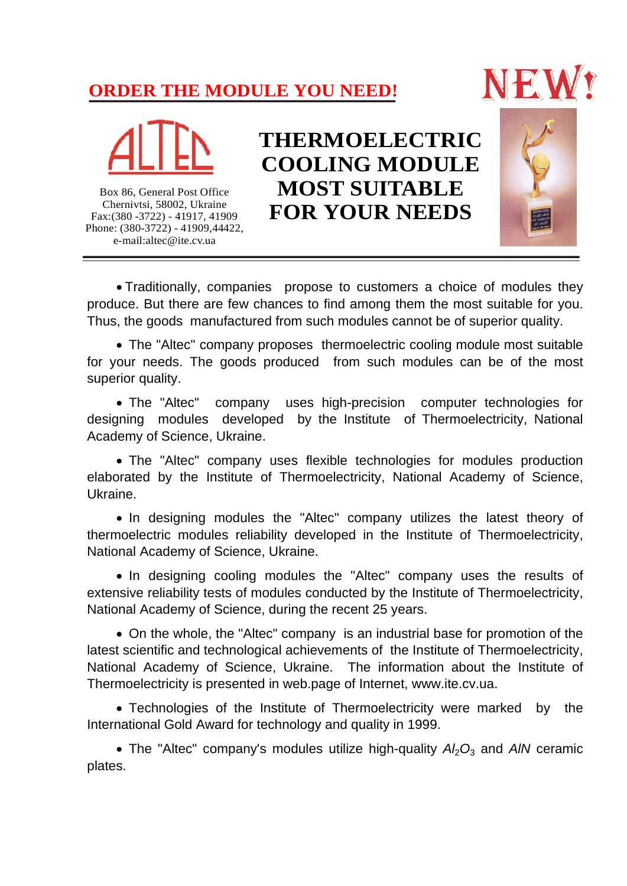**ORDER THE MODULE YOU NEED!**

**NEW!**

ALTEC

Box 86, General Post Office
Chernivtsi, 58002, Ukraine
Fax:(380 -3722) - 41917, 41909
Phone: (380-3722) - 41909,44422,
e-mail:altec@ite.cv.ua

# THERMOELECTRIC COOLING MODULE MOST SUITABLE FOR YOUR NEEDS

- Traditionally, companies propose to customers a choice of modules they produce. But there are few chances to find among them the most suitable for you. Thus, the goods manufactured from such modules cannot be of superior quality.

- The "Altec" company proposes thermoelectric cooling module most suitable for your needs. The goods produced from such modules can be of the most superior quality.

- The "Altec" company uses high-precision computer technologies for designing modules developed by the Institute of Thermoelectricity, National Academy of Science, Ukraine.

- The "Altec" company uses flexible technologies for modules production elaborated by the Institute of Thermoelectricity, National Academy of Science, Ukraine.

- In designing modules the "Altec" company utilizes the latest theory of thermoelectric modules reliability developed in the Institute of Thermoelectricity, National Academy of Science, Ukraine.

- In designing cooling modules the "Altec" company uses the results of extensive reliability tests of modules conducted by the Institute of Thermoelectricity, National Academy of Science, during the recent 25 years.

- On the whole, the "Altec" company is an industrial base for promotion of the latest scientific and technological achievements of the Institute of Thermoelectricity, National Academy of Science, Ukraine. The information about the Institute of Thermoelectricity is presented in web.page of Internet, www.ite.cv.ua.

- Technologies of the Institute of Thermoelectricity were marked by the International Gold Award for technology and quality in 1999.

- The "Altec" company's modules utilize high-quality $Al_2O_3$ and $AlN$ ceramic plates.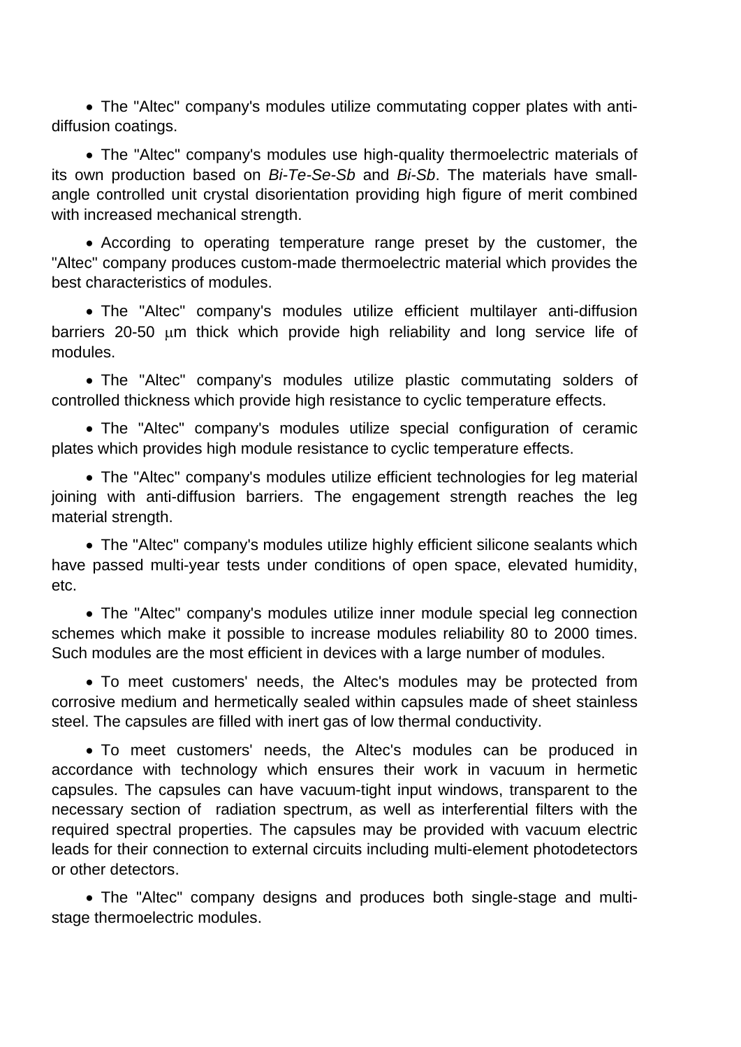- The "Altec" company's modules utilize commutating copper plates with anti-diffusion coatings.

- The "Altec" company's modules use high-quality thermoelectric materials of its own production based on *Bi-Te-Se-Sb* and *Bi-Sb*. The materials have small-angle controlled unit crystal disorientation providing high figure of merit combined with increased mechanical strength.

- According to operating temperature range preset by the customer, the "Altec" company produces custom-made thermoelectric material which provides the best characteristics of modules.

- The "Altec" company's modules utilize efficient multilayer anti-diffusion barriers 20-50 μm thick which provide high reliability and long service life of modules.

- The "Altec" company's modules utilize plastic commutating solders of controlled thickness which provide high resistance to cyclic temperature effects.

- The "Altec" company's modules utilize special configuration of ceramic plates which provides high module resistance to cyclic temperature effects.

- The "Altec" company's modules utilize efficient technologies for leg material joining with anti-diffusion barriers. The engagement strength reaches the leg material strength.

- The "Altec" company's modules utilize highly efficient silicone sealants which have passed multi-year tests under conditions of open space, elevated humidity, etc.

- The "Altec" company's modules utilize inner module special leg connection schemes which make it possible to increase modules reliability 80 to 2000 times. Such modules are the most efficient in devices with a large number of modules.

- To meet customers' needs, the Altec's modules may be protected from corrosive medium and hermetically sealed within capsules made of sheet stainless steel. The capsules are filled with inert gas of low thermal conductivity.

- To meet customers' needs, the Altec's modules can be produced in accordance with technology which ensures their work in vacuum in hermetic capsules. The capsules can have vacuum-tight input windows, transparent to the necessary section of radiation spectrum, as well as interferential filters with the required spectral properties. The capsules may be provided with vacuum electric leads for their connection to external circuits including multi-element photodetectors or other detectors.

- The "Altec" company designs and produces both single-stage and multi-stage thermoelectric modules.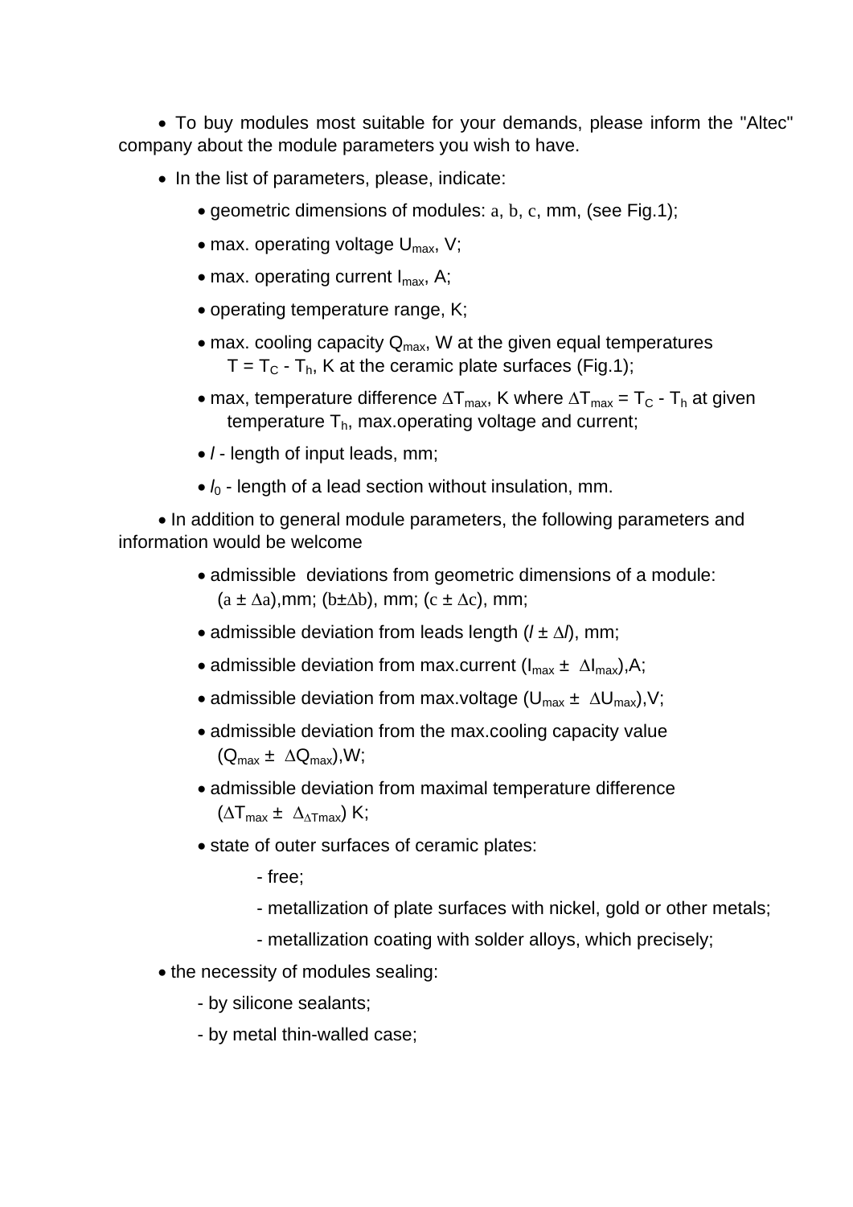- To buy modules most suitable for your demands, please inform the "Altec" company about the module parameters you wish to have.
- In the list of parameters, please, indicate:
  - geometric dimensions of modules: a, b, c, mm, (see Fig.1);
  - max. operating voltage $U_{max}$, V;
  - max. operating current $I_{max}$, A;
  - operating temperature range, K;
  - max. cooling capacity $Q_{max}$, W at the given equal temperatures $T = T_C - T_h$, K at the ceramic plate surfaces (Fig.1);
  - max, temperature difference $\Delta T_{max}$, K where $\Delta T_{max} = T_C - T_h$ at given temperature $T_h$, max.operating voltage and current;
  - $l$ - length of input leads, mm;
  - $l_0$ - length of a lead section without insulation, mm.
- In addition to general module parameters, the following parameters and information would be welcome
  - admissible deviations from geometric dimensions of a module: $(a \pm \Delta a)$,mm; $(b \pm \Delta b)$, mm; $(c \pm \Delta c)$, mm;
  - admissible deviation from leads length $(l \pm \Delta l)$, mm;
  - admissible deviation from max.current $(I_{max} \pm \Delta I_{max})$,A;
  - admissible deviation from max.voltage $(U_{max} \pm \Delta U_{max})$,V;
  - admissible deviation from the max.cooling capacity value $(Q_{max} \pm \Delta Q_{max})$,W;
  - admissible deviation from maximal temperature difference $(\Delta T_{max} \pm \Delta_{\Delta Tmax})$ K;
  - state of outer surfaces of ceramic plates:
    - free;
    - metallization of plate surfaces with nickel, gold or other metals;
    - metallization coating with solder alloys, which precisely;
- the necessity of modules sealing:
  - by silicone sealants;
  - by metal thin-walled case;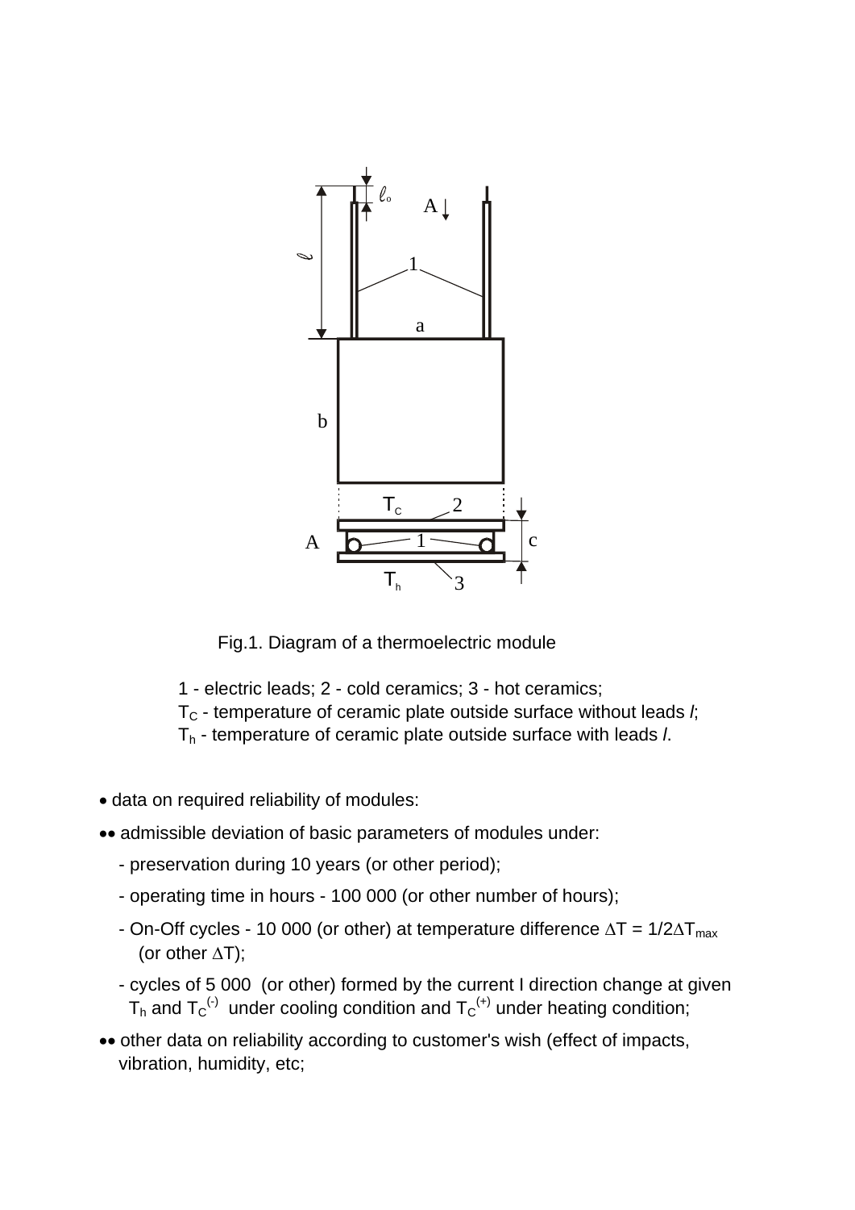Fig.1. Diagram of a thermoelectric module

1 - electric leads; 2 - cold ceramics; 3 - hot ceramics;
$T_C$ - temperature of ceramic plate outside surface without leads *l*;
$T_h$ - temperature of ceramic plate outside surface with leads *l*.

- data on required reliability of modules:
- • admissible deviation of basic parameters of modules under:
  - preservation during 10 years (or other period);
  - operating time in hours - 100 000 (or other number of hours);
  - On-Off cycles - 10 000 (or other) at temperature difference $\Delta T = 1/2\Delta T_{max}$ (or other $\Delta T$);
  - cycles of 5 000 (or other) formed by the current I direction change at given $T_h$ and $T_C^{(-)}$ under cooling condition and $T_C^{(+)}$ under heating condition;
- • other data on reliability according to customer's wish (effect of impacts, vibration, humidity, etc;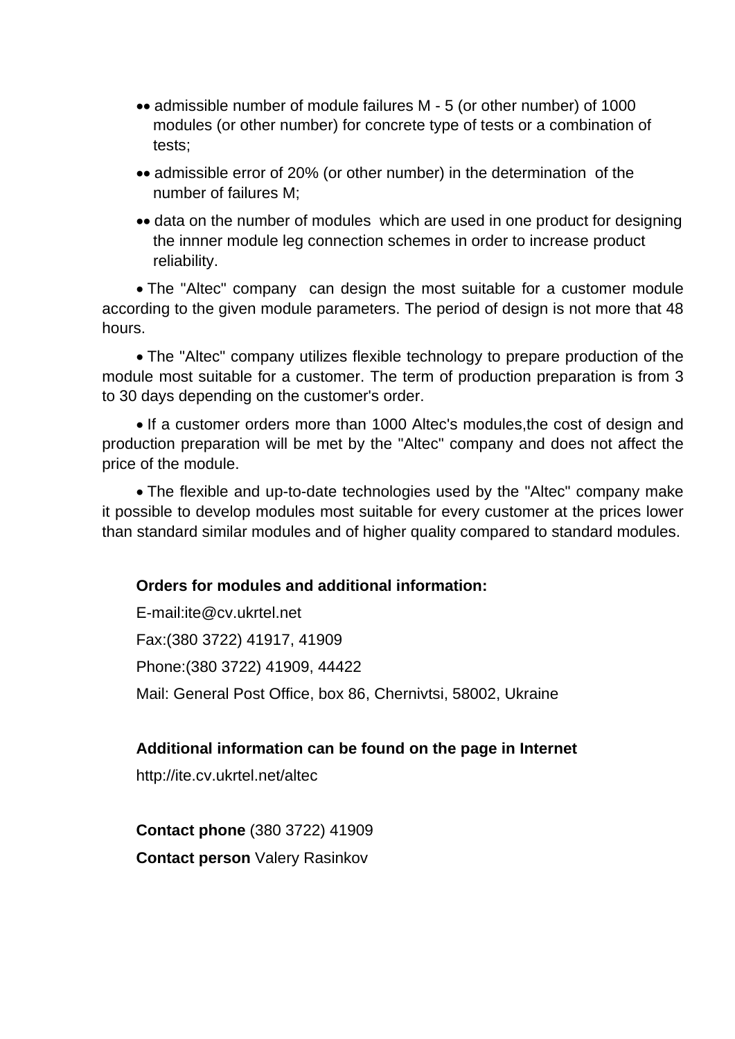- admissible number of module failures M - 5 (or other number) of 1000 modules (or other number) for concrete type of tests or a combination of tests;
- admissible error of 20% (or other number) in the determination of the number of failures M;
- data on the number of modules which are used in one product for designing the innner module leg connection schemes in order to increase product reliability.

- The "Altec" company can design the most suitable for a customer module according to the given module parameters. The period of design is not more that 48 hours.
- The "Altec" company utilizes flexible technology to prepare production of the module most suitable for a customer. The term of production preparation is from 3 to 30 days depending on the customer's order.
- If a customer orders more than 1000 Altec's modules,the cost of design and production preparation will be met by the "Altec" company and does not affect the price of the module.
- The flexible and up-to-date technologies used by the "Altec" company make it possible to develop modules most suitable for every customer at the prices lower than standard similar modules and of higher quality compared to standard modules.

**Orders for modules and additional information:**

E-mail:ite@cv.ukrtel.net

Fax:(380 3722) 41917, 41909

Phone:(380 3722) 41909, 44422

Mail: General Post Office, box 86, Chernivtsi, 58002, Ukraine

**Additional information can be found on the page in Internet**

http://ite.cv.ukrtel.net/altec

**Contact phone** (380 3722) 41909

**Contact person** Valery Rasinkov